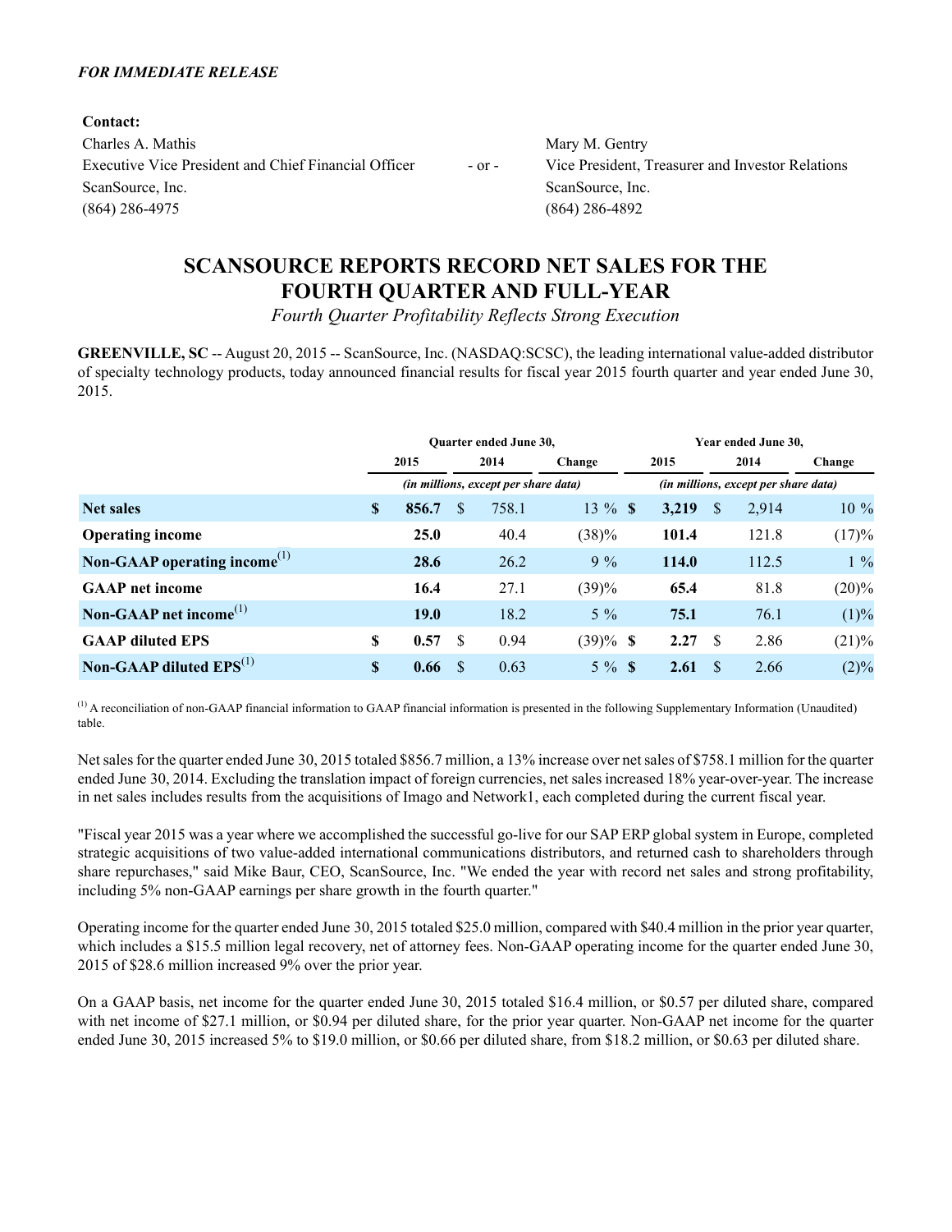*FOR IMMEDIATE RELEASE*

**Contact:**

Charles A. Mathis
Executive Vice President and Chief Financial Officer
ScanSource, Inc.
(864) 286-4975

\- or -

Mary M. Gentry
Vice President, Treasurer and Investor Relations
ScanSource, Inc.
(864) 286-4892

# SCANSOURCE REPORTS RECORD NET SALES FOR THE FOURTH QUARTER AND FULL-YEAR

*Fourth Quarter Profitability Reflects Strong Execution*

**GREENVILLE, SC** -- August 20, 2015 -- ScanSource, Inc. (NASDAQ:SCSC), the leading international value-added distributor of specialty technology products, today announced financial results for fiscal year 2015 fourth quarter and year ended June 30, 2015.

| | Quarter ended June 30, | | | Year ended June 30, | | |
|---|---|---|---|---|---|---|
| | 2015 | 2014 | Change | 2015 | 2014 | Change |
| | *(in millions, except per share data)* | | | *(in millions, except per share data)* | | |
| **Net sales** | **$ 856.7** | $ 758.1 | 13 % | **$ 3,219** | $ 2,914 | 10 % |
| **Operating income** | **25.0** | 40.4 | (38)% | **101.4** | 121.8 | (17)% |
| **Non-GAAP operating income**[1] | **28.6** | 26.2 | 9 % | **114.0** | 112.5 | 1 % |
| **GAAP net income** | **16.4** | 27.1 | (39)% | **65.4** | 81.8 | (20)% |
| **Non-GAAP net income**[1] | **19.0** | 18.2 | 5 % | **75.1** | 76.1 | (1)% |
| **GAAP diluted EPS** | **$ 0.57** | $ 0.94 | (39)% | **$ 2.27** | $ 2.86 | (21)% |
| **Non-GAAP diluted EPS**[1] | **$ 0.66** | $ 0.63 | 5 % | **$ 2.61** | $ 2.66 | (2)% |

[1] A reconciliation of non-GAAP financial information to GAAP financial information is presented in the following Supplementary Information (Unaudited) table.

Net sales for the quarter ended June 30, 2015 totaled $856.7 million, a 13% increase over net sales of $758.1 million for the quarter ended June 30, 2014. Excluding the translation impact of foreign currencies, net sales increased 18% year-over-year. The increase in net sales includes results from the acquisitions of Imago and Network1, each completed during the current fiscal year.

"Fiscal year 2015 was a year where we accomplished the successful go-live for our SAP ERP global system in Europe, completed strategic acquisitions of two value-added international communications distributors, and returned cash to shareholders through share repurchases," said Mike Baur, CEO, ScanSource, Inc. "We ended the year with record net sales and strong profitability, including 5% non-GAAP earnings per share growth in the fourth quarter."

Operating income for the quarter ended June 30, 2015 totaled $25.0 million, compared with $40.4 million in the prior year quarter, which includes a $15.5 million legal recovery, net of attorney fees. Non-GAAP operating income for the quarter ended June 30, 2015 of $28.6 million increased 9% over the prior year.

On a GAAP basis, net income for the quarter ended June 30, 2015 totaled $16.4 million, or $0.57 per diluted share, compared with net income of $27.1 million, or $0.94 per diluted share, for the prior year quarter. Non-GAAP net income for the quarter ended June 30, 2015 increased 5% to $19.0 million, or $0.66 per diluted share, from $18.2 million, or $0.63 per diluted share.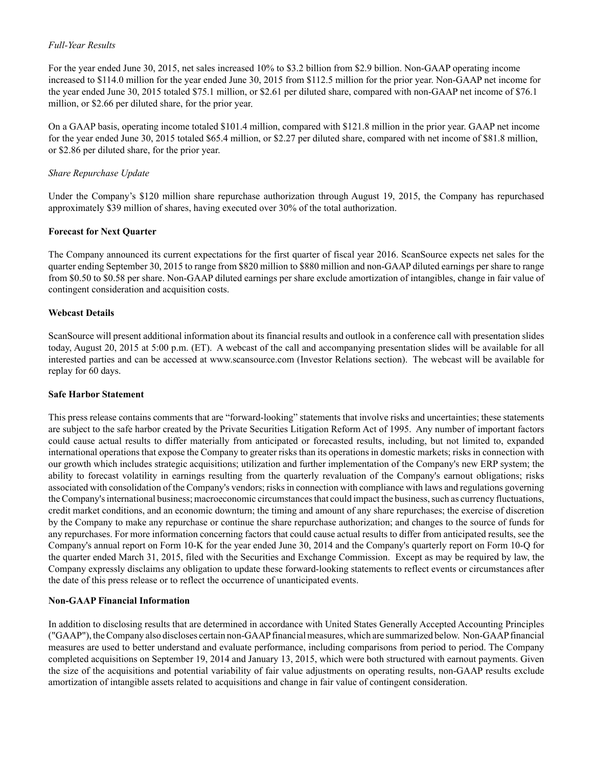*Full-Year Results*

For the year ended June 30, 2015, net sales increased 10% to $3.2 billion from $2.9 billion. Non-GAAP operating income increased to $114.0 million for the year ended June 30, 2015 from $112.5 million for the prior year. Non-GAAP net income for the year ended June 30, 2015 totaled $75.1 million, or $2.61 per diluted share, compared with non-GAAP net income of $76.1 million, or $2.66 per diluted share, for the prior year.

On a GAAP basis, operating income totaled $101.4 million, compared with $121.8 million in the prior year. GAAP net income for the year ended June 30, 2015 totaled $65.4 million, or $2.27 per diluted share, compared with net income of $81.8 million, or $2.86 per diluted share, for the prior year.

*Share Repurchase Update*

Under the Company's $120 million share repurchase authorization through August 19, 2015, the Company has repurchased approximately $39 million of shares, having executed over 30% of the total authorization.

**Forecast for Next Quarter**

The Company announced its current expectations for the first quarter of fiscal year 2016. ScanSource expects net sales for the quarter ending September 30, 2015 to range from $820 million to $880 million and non-GAAP diluted earnings per share to range from $0.50 to $0.58 per share. Non-GAAP diluted earnings per share exclude amortization of intangibles, change in fair value of contingent consideration and acquisition costs.

**Webcast Details**

ScanSource will present additional information about its financial results and outlook in a conference call with presentation slides today, August 20, 2015 at 5:00 p.m. (ET). A webcast of the call and accompanying presentation slides will be available for all interested parties and can be accessed at www.scansource.com (Investor Relations section). The webcast will be available for replay for 60 days.

**Safe Harbor Statement**

This press release contains comments that are "forward-looking" statements that involve risks and uncertainties; these statements are subject to the safe harbor created by the Private Securities Litigation Reform Act of 1995. Any number of important factors could cause actual results to differ materially from anticipated or forecasted results, including, but not limited to, expanded international operations that expose the Company to greater risks than its operations in domestic markets; risks in connection with our growth which includes strategic acquisitions; utilization and further implementation of the Company's new ERP system; the ability to forecast volatility in earnings resulting from the quarterly revaluation of the Company's earnout obligations; risks associated with consolidation of the Company's vendors; risks in connection with compliance with laws and regulations governing the Company's international business; macroeconomic circumstances that could impact the business, such as currency fluctuations, credit market conditions, and an economic downturn; the timing and amount of any share repurchases; the exercise of discretion by the Company to make any repurchase or continue the share repurchase authorization; and changes to the source of funds for any repurchases. For more information concerning factors that could cause actual results to differ from anticipated results, see the Company's annual report on Form 10-K for the year ended June 30, 2014 and the Company's quarterly report on Form 10-Q for the quarter ended March 31, 2015, filed with the Securities and Exchange Commission. Except as may be required by law, the Company expressly disclaims any obligation to update these forward-looking statements to reflect events or circumstances after the date of this press release or to reflect the occurrence of unanticipated events.

**Non-GAAP Financial Information**

In addition to disclosing results that are determined in accordance with United States Generally Accepted Accounting Principles ("GAAP"), the Company also discloses certain non-GAAP financial measures, which are summarized below. Non-GAAP financial measures are used to better understand and evaluate performance, including comparisons from period to period. The Company completed acquisitions on September 19, 2014 and January 13, 2015, which were both structured with earnout payments. Given the size of the acquisitions and potential variability of fair value adjustments on operating results, non-GAAP results exclude amortization of intangible assets related to acquisitions and change in fair value of contingent consideration.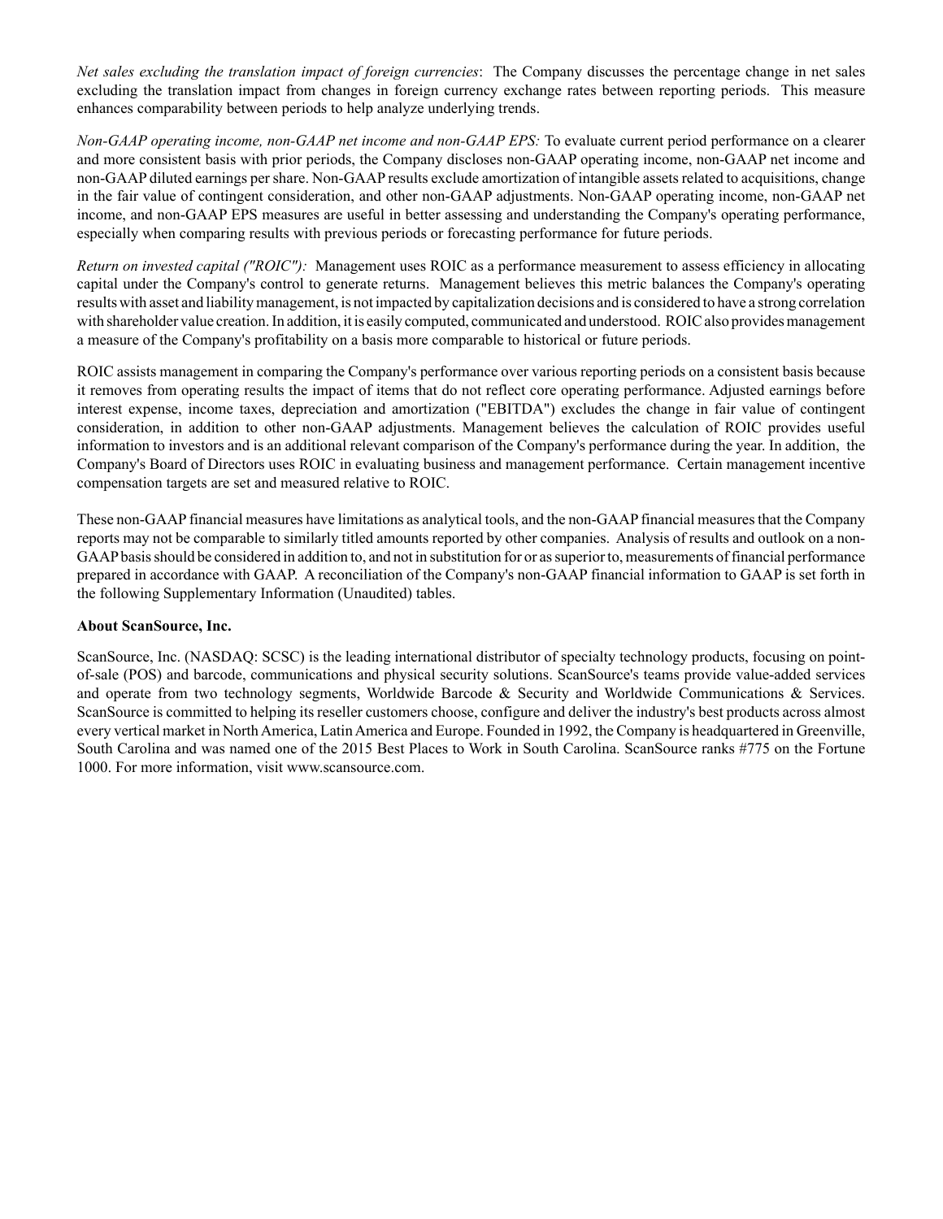*Net sales excluding the translation impact of foreign currencies*: The Company discusses the percentage change in net sales excluding the translation impact from changes in foreign currency exchange rates between reporting periods. This measure enhances comparability between periods to help analyze underlying trends.

*Non-GAAP operating income, non-GAAP net income and non-GAAP EPS:* To evaluate current period performance on a clearer and more consistent basis with prior periods, the Company discloses non-GAAP operating income, non-GAAP net income and non-GAAP diluted earnings per share. Non-GAAP results exclude amortization of intangible assets related to acquisitions, change in the fair value of contingent consideration, and other non-GAAP adjustments. Non-GAAP operating income, non-GAAP net income, and non-GAAP EPS measures are useful in better assessing and understanding the Company's operating performance, especially when comparing results with previous periods or forecasting performance for future periods.

*Return on invested capital ("ROIC"):* Management uses ROIC as a performance measurement to assess efficiency in allocating capital under the Company's control to generate returns. Management believes this metric balances the Company's operating results with asset and liability management, is not impacted by capitalization decisions and is considered to have a strong correlation with shareholder value creation. In addition, it is easily computed, communicated and understood. ROIC also provides management a measure of the Company's profitability on a basis more comparable to historical or future periods.

ROIC assists management in comparing the Company's performance over various reporting periods on a consistent basis because it removes from operating results the impact of items that do not reflect core operating performance. Adjusted earnings before interest expense, income taxes, depreciation and amortization ("EBITDA") excludes the change in fair value of contingent consideration, in addition to other non-GAAP adjustments. Management believes the calculation of ROIC provides useful information to investors and is an additional relevant comparison of the Company's performance during the year. In addition, the Company's Board of Directors uses ROIC in evaluating business and management performance. Certain management incentive compensation targets are set and measured relative to ROIC.

These non-GAAP financial measures have limitations as analytical tools, and the non-GAAP financial measures that the Company reports may not be comparable to similarly titled amounts reported by other companies. Analysis of results and outlook on a non-GAAP basis should be considered in addition to, and not in substitution for or as superior to, measurements of financial performance prepared in accordance with GAAP. A reconciliation of the Company's non-GAAP financial information to GAAP is set forth in the following Supplementary Information (Unaudited) tables.

**About ScanSource, Inc.**

ScanSource, Inc. (NASDAQ: SCSC) is the leading international distributor of specialty technology products, focusing on point-of-sale (POS) and barcode, communications and physical security solutions. ScanSource's teams provide value-added services and operate from two technology segments, Worldwide Barcode & Security and Worldwide Communications & Services. ScanSource is committed to helping its reseller customers choose, configure and deliver the industry's best products across almost every vertical market in North America, Latin America and Europe. Founded in 1992, the Company is headquartered in Greenville, South Carolina and was named one of the 2015 Best Places to Work in South Carolina. ScanSource ranks #775 on the Fortune 1000. For more information, visit www.scansource.com.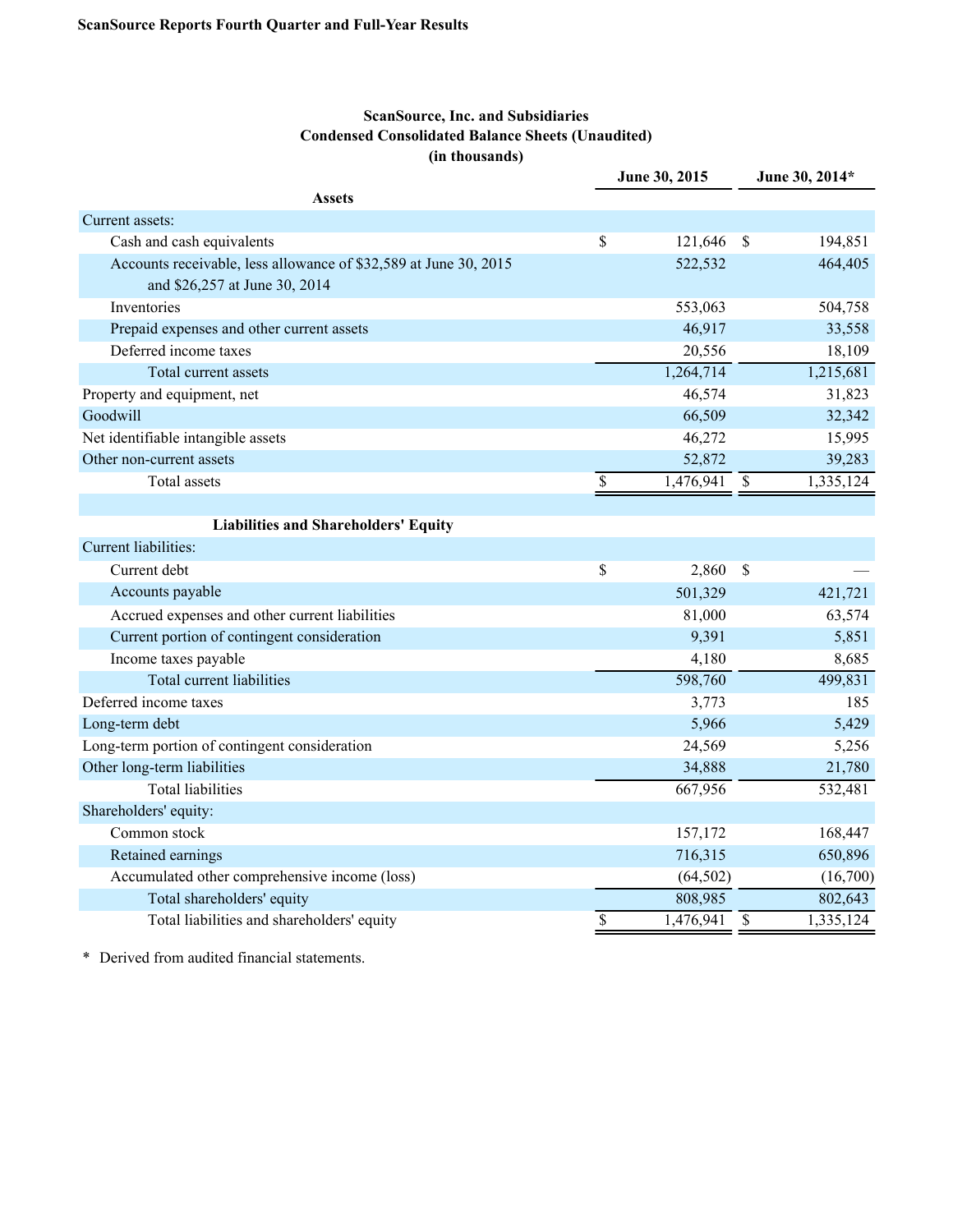**ScanSource Reports Fourth Quarter and Full-Year Results**

**ScanSource, Inc. and Subsidiaries**
**Condensed Consolidated Balance Sheets (Unaudited)**
**(in thousands)**

| | June 30, 2015 | June 30, 2014* |
|---|---|---|
| **Assets** | | |
| Current assets: | | |
| Cash and cash equivalents | $ 121,646 | $ 194,851 |
| Accounts receivable, less allowance of $32,589 at June 30, 2015 and $26,257 at June 30, 2014 | 522,532 | 464,405 |
| Inventories | 553,063 | 504,758 |
| Prepaid expenses and other current assets | 46,917 | 33,558 |
| Deferred income taxes | 20,556 | 18,109 |
| Total current assets | 1,264,714 | 1,215,681 |
| Property and equipment, net | 46,574 | 31,823 |
| Goodwill | 66,509 | 32,342 |
| Net identifiable intangible assets | 46,272 | 15,995 |
| Other non-current assets | 52,872 | 39,283 |
| Total assets | $ 1,476,941 | $ 1,335,124 |
| | | |
| **Liabilities and Shareholders' Equity** | | |
| Current liabilities: | | |
| Current debt | $ 2,860 | $ — |
| Accounts payable | 501,329 | 421,721 |
| Accrued expenses and other current liabilities | 81,000 | 63,574 |
| Current portion of contingent consideration | 9,391 | 5,851 |
| Income taxes payable | 4,180 | 8,685 |
| Total current liabilities | 598,760 | 499,831 |
| Deferred income taxes | 3,773 | 185 |
| Long-term debt | 5,966 | 5,429 |
| Long-term portion of contingent consideration | 24,569 | 5,256 |
| Other long-term liabilities | 34,888 | 21,780 |
| Total liabilities | 667,956 | 532,481 |
| Shareholders' equity: | | |
| Common stock | 157,172 | 168,447 |
| Retained earnings | 716,315 | 650,896 |
| Accumulated other comprehensive income (loss) | (64,502) | (16,700) |
| Total shareholders' equity | 808,985 | 802,643 |
| Total liabilities and shareholders' equity | $ 1,476,941 | $ 1,335,124 |

\* Derived from audited financial statements.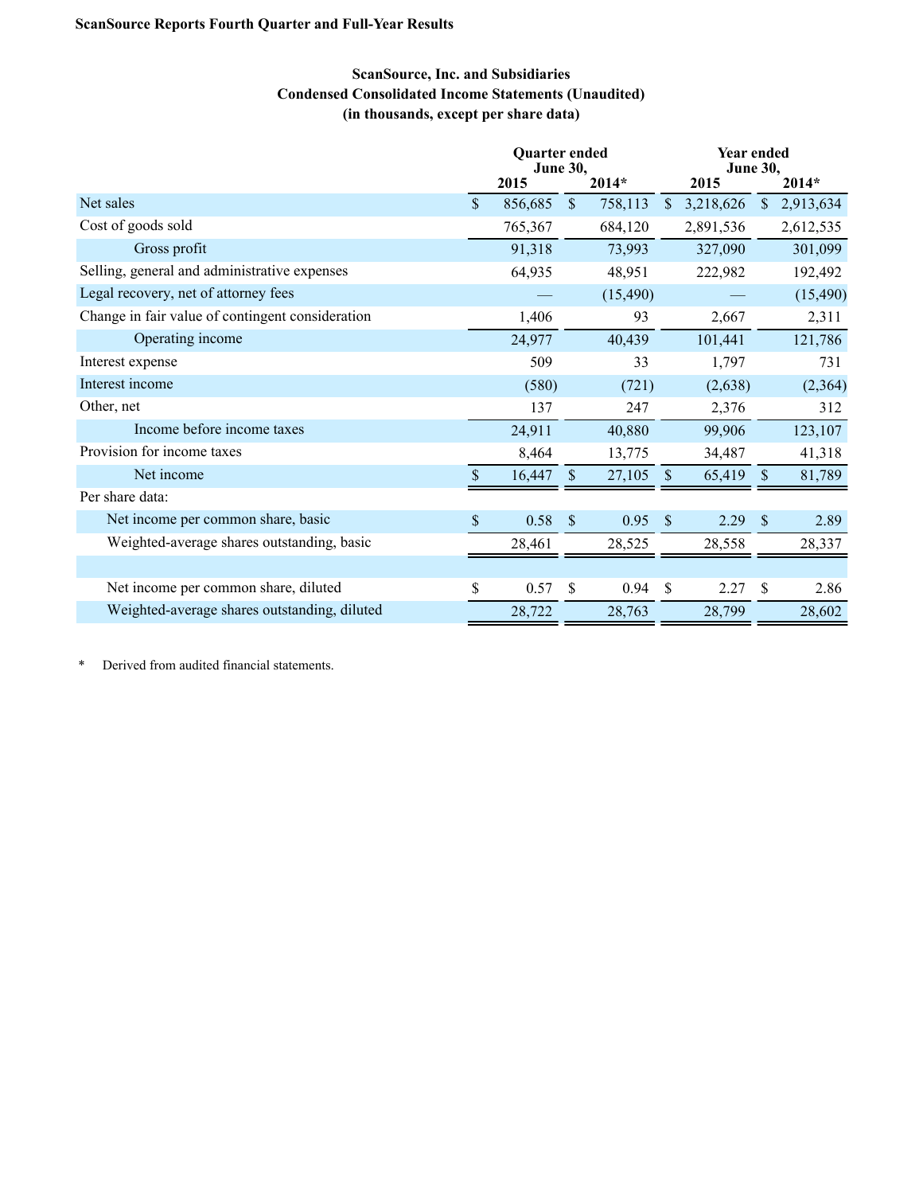**ScanSource Reports Fourth Quarter and Full-Year Results**

**ScanSource, Inc. and Subsidiaries**
**Condensed Consolidated Income Statements (Unaudited)**
**(in thousands, except per share data)**

| | Quarter ended June 30, | | Year ended June 30, | |
|---|---|---|---|---|
| | 2015 | 2014* | 2015 | 2014* |
| Net sales | $ 856,685 | $ 758,113 | $ 3,218,626 | $ 2,913,634 |
| Cost of goods sold | 765,367 | 684,120 | 2,891,536 | 2,612,535 |
| Gross profit | 91,318 | 73,993 | 327,090 | 301,099 |
| Selling, general and administrative expenses | 64,935 | 48,951 | 222,982 | 192,492 |
| Legal recovery, net of attorney fees | — | (15,490) | — | (15,490) |
| Change in fair value of contingent consideration | 1,406 | 93 | 2,667 | 2,311 |
| Operating income | 24,977 | 40,439 | 101,441 | 121,786 |
| Interest expense | 509 | 33 | 1,797 | 731 |
| Interest income | (580) | (721) | (2,638) | (2,364) |
| Other, net | 137 | 247 | 2,376 | 312 |
| Income before income taxes | 24,911 | 40,880 | 99,906 | 123,107 |
| Provision for income taxes | 8,464 | 13,775 | 34,487 | 41,318 |
| Net income | $ 16,447 | $ 27,105 | $ 65,419 | $ 81,789 |
| Per share data: | | | | |
| Net income per common share, basic | $ 0.58 | $ 0.95 | $ 2.29 | $ 2.89 |
| Weighted-average shares outstanding, basic | 28,461 | 28,525 | 28,558 | 28,337 |
| | | | | |
| Net income per common share, diluted | $ 0.57 | $ 0.94 | $ 2.27 | $ 2.86 |
| Weighted-average shares outstanding, diluted | 28,722 | 28,763 | 28,799 | 28,602 |

\* Derived from audited financial statements.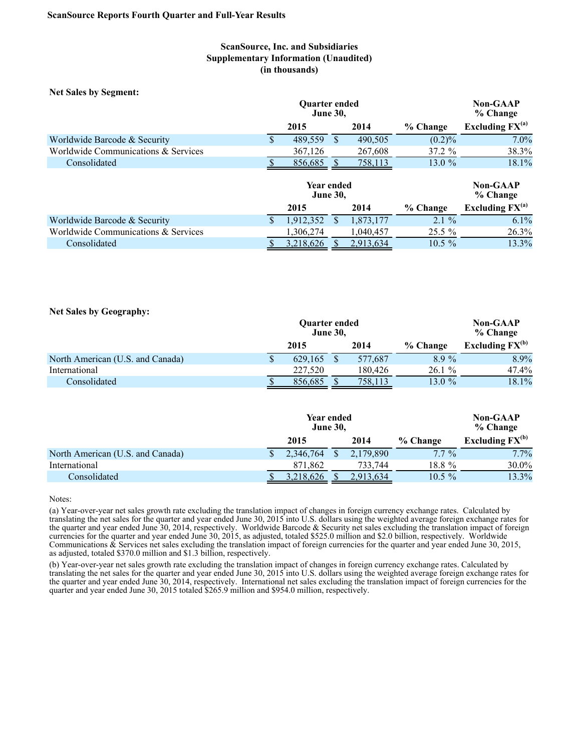**ScanSource Reports Fourth Quarter and Full-Year Results**

**ScanSource, Inc. and Subsidiaries**
**Supplementary Information (Unaudited)**
**(in thousands)**

**Net Sales by Segment:**

| | Quarter ended June 30, | | | Non-GAAP % Change |
|---|---|---|---|---|
| | 2015 | 2014 | % Change | Excluding FX[(a)] |
| Worldwide Barcode & Security | $ 489,559 | $ 490,505 | (0.2)% | 7.0% |
| Worldwide Communications & Services | 367,126 | 267,608 | 37.2 % | 38.3% |
| Consolidated | $ 856,685 | $ 758,113 | 13.0 % | 18.1% |

| | Year ended June 30, | | | Non-GAAP % Change |
|---|---|---|---|---|
| | 2015 | 2014 | % Change | Excluding FX[(a)] |
| Worldwide Barcode & Security | $ 1,912,352 | $ 1,873,177 | 2.1 % | 6.1% |
| Worldwide Communications & Services | 1,306,274 | 1,040,457 | 25.5 % | 26.3% |
| Consolidated | $ 3,218,626 | $ 2,913,634 | 10.5 % | 13.3% |

**Net Sales by Geography:**

| | Quarter ended June 30, | | | Non-GAAP % Change |
|---|---|---|---|---|
| | 2015 | 2014 | % Change | Excluding FX[(b)] |
| North American (U.S. and Canada) | $ 629,165 | $ 577,687 | 8.9 % | 8.9% |
| International | 227,520 | 180,426 | 26.1 % | 47.4% |
| Consolidated | $ 856,685 | $ 758,113 | 13.0 % | 18.1% |

| | Year ended June 30, | | | Non-GAAP % Change |
|---|---|---|---|---|
| | 2015 | 2014 | % Change | Excluding FX[(b)] |
| North American (U.S. and Canada) | $ 2,346,764 | $ 2,179,890 | 7.7 % | 7.7% |
| International | 871,862 | 733,744 | 18.8 % | 30.0% |
| Consolidated | $ 3,218,626 | $ 2,913,634 | 10.5 % | 13.3% |

Notes:

(a) Year-over-year net sales growth rate excluding the translation impact of changes in foreign currency exchange rates. Calculated by translating the net sales for the quarter and year ended June 30, 2015 into U.S. dollars using the weighted average foreign exchange rates for the quarter and year ended June 30, 2014, respectively. Worldwide Barcode & Security net sales excluding the translation impact of foreign currencies for the quarter and year ended June 30, 2015, as adjusted, totaled $525.0 million and $2.0 billion, respectively. Worldwide Communications & Services net sales excluding the translation impact of foreign currencies for the quarter and year ended June 30, 2015, as adjusted, totaled $370.0 million and $1.3 billion, respectively.

(b) Year-over-year net sales growth rate excluding the translation impact of changes in foreign currency exchange rates. Calculated by translating the net sales for the quarter and year ended June 30, 2015 into U.S. dollars using the weighted average foreign exchange rates for the quarter and year ended June 30, 2014, respectively. International net sales excluding the translation impact of foreign currencies for the quarter and year ended June 30, 2015 totaled $265.9 million and $954.0 million, respectively.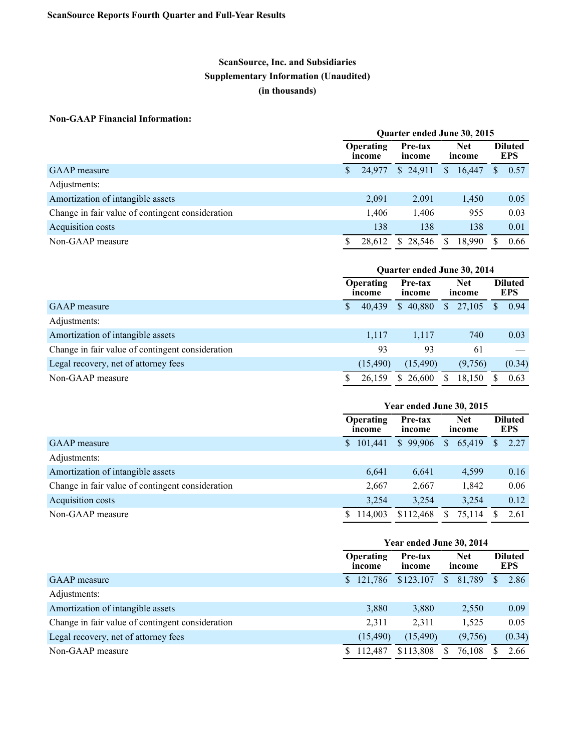ScanSource Reports Fourth Quarter and Full-Year Results

## ScanSource, Inc. and Subsidiaries
## Supplementary Information (Unaudited)
## (in thousands)

**Non-GAAP Financial Information:**

| | Quarter ended June 30, 2015 | | | |
|---|---|---|---|---|
| | Operating income | Pre-tax income | Net income | Diluted EPS |
| GAAP measure | $ 24,977 | $ 24,911 | $ 16,447 | $ 0.57 |
| Adjustments: | | | | |
| Amortization of intangible assets | 2,091 | 2,091 | 1,450 | 0.05 |
| Change in fair value of contingent consideration | 1,406 | 1,406 | 955 | 0.03 |
| Acquisition costs | 138 | 138 | 138 | 0.01 |
| Non-GAAP measure | $ 28,612 | $ 28,546 | $ 18,990 | $ 0.66 |

| | Quarter ended June 30, 2014 | | | |
|---|---|---|---|---|
| | Operating income | Pre-tax income | Net income | Diluted EPS |
| GAAP measure | $ 40,439 | $ 40,880 | $ 27,105 | $ 0.94 |
| Adjustments: | | | | |
| Amortization of intangible assets | 1,117 | 1,117 | 740 | 0.03 |
| Change in fair value of contingent consideration | 93 | 93 | 61 | — |
| Legal recovery, net of attorney fees | (15,490) | (15,490) | (9,756) | (0.34) |
| Non-GAAP measure | $ 26,159 | $ 26,600 | $ 18,150 | $ 0.63 |

| | Year ended June 30, 2015 | | | |
|---|---|---|---|---|
| | Operating income | Pre-tax income | Net income | Diluted EPS |
| GAAP measure | $ 101,441 | $ 99,906 | $ 65,419 | $ 2.27 |
| Adjustments: | | | | |
| Amortization of intangible assets | 6,641 | 6,641 | 4,599 | 0.16 |
| Change in fair value of contingent consideration | 2,667 | 2,667 | 1,842 | 0.06 |
| Acquisition costs | 3,254 | 3,254 | 3,254 | 0.12 |
| Non-GAAP measure | $ 114,003 | $ 112,468 | $ 75,114 | $ 2.61 |

| | Year ended June 30, 2014 | | | |
|---|---|---|---|---|
| | Operating income | Pre-tax income | Net income | Diluted EPS |
| GAAP measure | $ 121,786 | $ 123,107 | $ 81,789 | $ 2.86 |
| Adjustments: | | | | |
| Amortization of intangible assets | 3,880 | 3,880 | 2,550 | 0.09 |
| Change in fair value of contingent consideration | 2,311 | 2,311 | 1,525 | 0.05 |
| Legal recovery, net of attorney fees | (15,490) | (15,490) | (9,756) | (0.34) |
| Non-GAAP measure | $ 112,487 | $ 113,808 | $ 76,108 | $ 2.66 |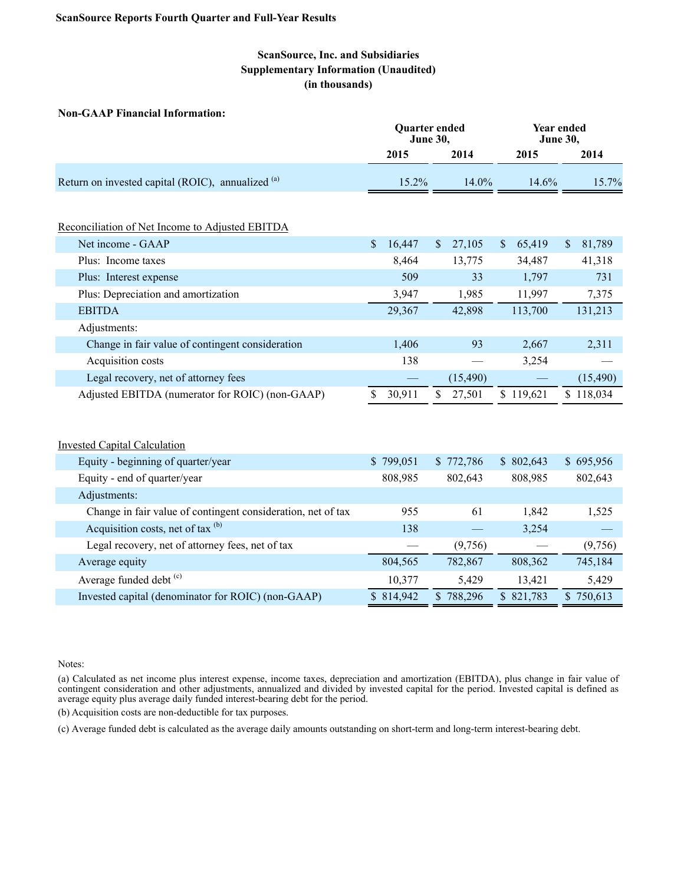**ScanSource Reports Fourth Quarter and Full-Year Results**

**ScanSource, Inc. and Subsidiaries**
**Supplementary Information (Unaudited)**
**(in thousands)**

**Non-GAAP Financial Information:**

| | Quarter ended June 30, | | Year ended June 30, | |
|---|---|---|---|---|
| | 2015 | 2014 | 2015 | 2014 |
| Return on invested capital (ROIC), annualized [(a)] | 15.2% | 14.0% | 14.6% | 15.7% |
| | | | | |
| Reconciliation of Net Income to Adjusted EBITDA | | | | |
| Net income - GAAP | $ 16,447 | $ 27,105 | $ 65,419 | $ 81,789 |
| Plus: Income taxes | 8,464 | 13,775 | 34,487 | 41,318 |
| Plus: Interest expense | 509 | 33 | 1,797 | 731 |
| Plus: Depreciation and amortization | 3,947 | 1,985 | 11,997 | 7,375 |
| EBITDA | 29,367 | 42,898 | 113,700 | 131,213 |
| Adjustments: | | | | |
| Change in fair value of contingent consideration | 1,406 | 93 | 2,667 | 2,311 |
| Acquisition costs | 138 | — | 3,254 | — |
| Legal recovery, net of attorney fees | — | (15,490) | — | (15,490) |
| Adjusted EBITDA (numerator for ROIC) (non-GAAP) | $ 30,911 | $ 27,501 | $ 119,621 | $ 118,034 |
| | | | | |
| Invested Capital Calculation | | | | |
| Equity - beginning of quarter/year | $ 799,051 | $ 772,786 | $ 802,643 | $ 695,956 |
| Equity - end of quarter/year | 808,985 | 802,643 | 808,985 | 802,643 |
| Adjustments: | | | | |
| Change in fair value of contingent consideration, net of tax | 955 | 61 | 1,842 | 1,525 |
| Acquisition costs, net of tax [(b)] | 138 | — | 3,254 | — |
| Legal recovery, net of attorney fees, net of tax | — | (9,756) | — | (9,756) |
| Average equity | 804,565 | 782,867 | 808,362 | 745,184 |
| Average funded debt [(c)] | 10,377 | 5,429 | 13,421 | 5,429 |
| Invested capital (denominator for ROIC) (non-GAAP) | $ 814,942 | $ 788,296 | $ 821,783 | $ 750,613 |

Notes:

(a) Calculated as net income plus interest expense, income taxes, depreciation and amortization (EBITDA), plus change in fair value of contingent consideration and other adjustments, annualized and divided by invested capital for the period. Invested capital is defined as average equity plus average daily funded interest-bearing debt for the period.

(b) Acquisition costs are non-deductible for tax purposes.

(c) Average funded debt is calculated as the average daily amounts outstanding on short-term and long-term interest-bearing debt.